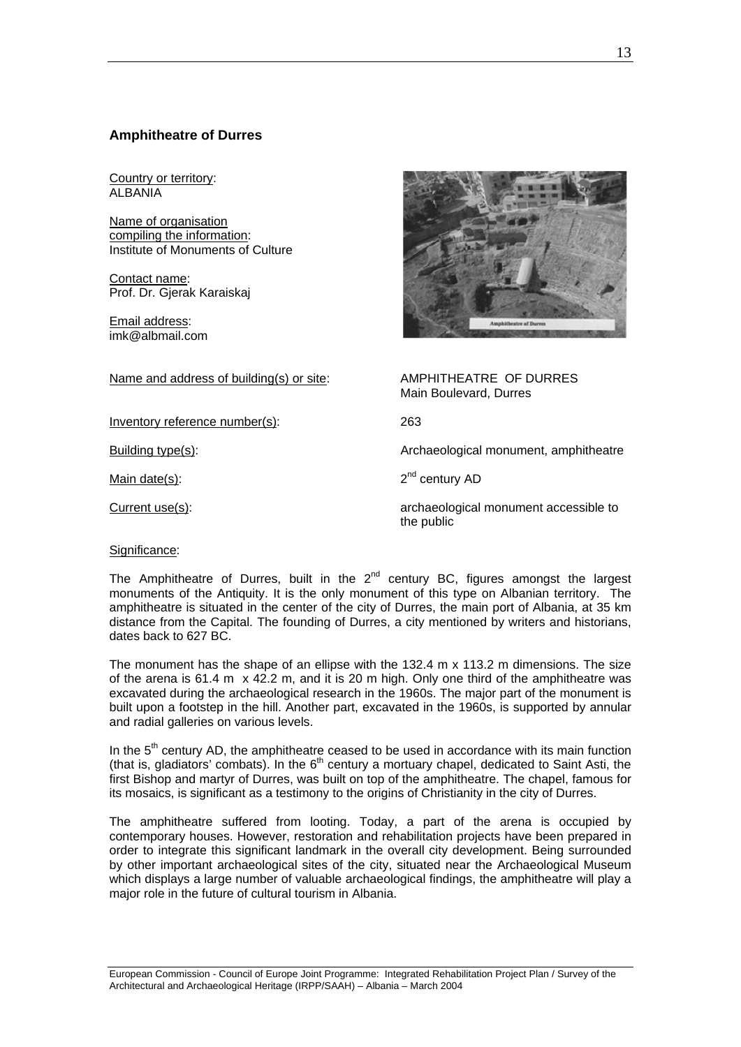## Amphitheatre of Durres

Country or territory:
ALBANIA

Name of organisation compiling the information:
Institute of Monuments of Culture

Contact name:
Prof. Dr. Gjerak Karaiskaj

Email address:
imk@albmail.com

Name and address of building(s) or site: AMPHITHEATRE OF DURRES
Main Boulevard, Durres

Inventory reference number(s): 263

Building type(s): Archaeological monument, amphitheatre

Main date(s): 2nd century AD

Current use(s): archaeological monument accessible to the public

Significance:

The Amphitheatre of Durres, built in the 2nd century BC, figures amongst the largest monuments of the Antiquity. It is the only monument of this type on Albanian territory. The amphitheatre is situated in the center of the city of Durres, the main port of Albania, at 35 km distance from the Capital. The founding of Durres, a city mentioned by writers and historians, dates back to 627 BC.

The monument has the shape of an ellipse with the 132.4 m x 113.2 m dimensions. The size of the arena is 61.4 m x 42.2 m, and it is 20 m high. Only one third of the amphitheatre was excavated during the archaeological research in the 1960s. The major part of the monument is built upon a footstep in the hill. Another part, excavated in the 1960s, is supported by annular and radial galleries on various levels.

In the 5th century AD, the amphitheatre ceased to be used in accordance with its main function (that is, gladiators' combats). In the 6th century a mortuary chapel, dedicated to Saint Asti, the first Bishop and martyr of Durres, was built on top of the amphitheatre. The chapel, famous for its mosaics, is significant as a testimony to the origins of Christianity in the city of Durres.

The amphitheatre suffered from looting. Today, a part of the arena is occupied by contemporary houses. However, restoration and rehabilitation projects have been prepared in order to integrate this significant landmark in the overall city development. Being surrounded by other important archaeological sites of the city, situated near the Archaeological Museum which displays a large number of valuable archaeological findings, the amphitheatre will play a major role in the future of cultural tourism in Albania.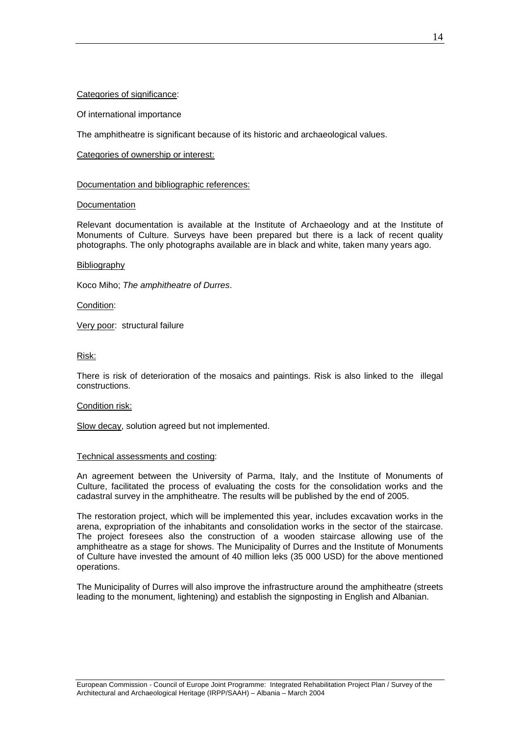Categories of significance:

Of international importance

The amphitheatre is significant because of its historic and archaeological values.

Categories of ownership or interest:

Documentation and bibliographic references:

Documentation

Relevant documentation is available at the Institute of Archaeology and at the Institute of Monuments of Culture. Surveys have been prepared but there is a lack of recent quality photographs. The only photographs available are in black and white, taken many years ago.

Bibliography

Koco Miho; *The amphitheatre of Durres*.

Condition:

Very poor: structural failure

Risk:

There is risk of deterioration of the mosaics and paintings. Risk is also linked to the illegal constructions.

Condition risk:

Slow decay, solution agreed but not implemented.

Technical assessments and costing:

An agreement between the University of Parma, Italy, and the Institute of Monuments of Culture, facilitated the process of evaluating the costs for the consolidation works and the cadastral survey in the amphitheatre. The results will be published by the end of 2005.

The restoration project, which will be implemented this year, includes excavation works in the arena, expropriation of the inhabitants and consolidation works in the sector of the staircase. The project foresees also the construction of a wooden staircase allowing use of the amphitheatre as a stage for shows. The Municipality of Durres and the Institute of Monuments of Culture have invested the amount of 40 million leks (35 000 USD) for the above mentioned operations.

The Municipality of Durres will also improve the infrastructure around the amphitheatre (streets leading to the monument, lightening) and establish the signposting in English and Albanian.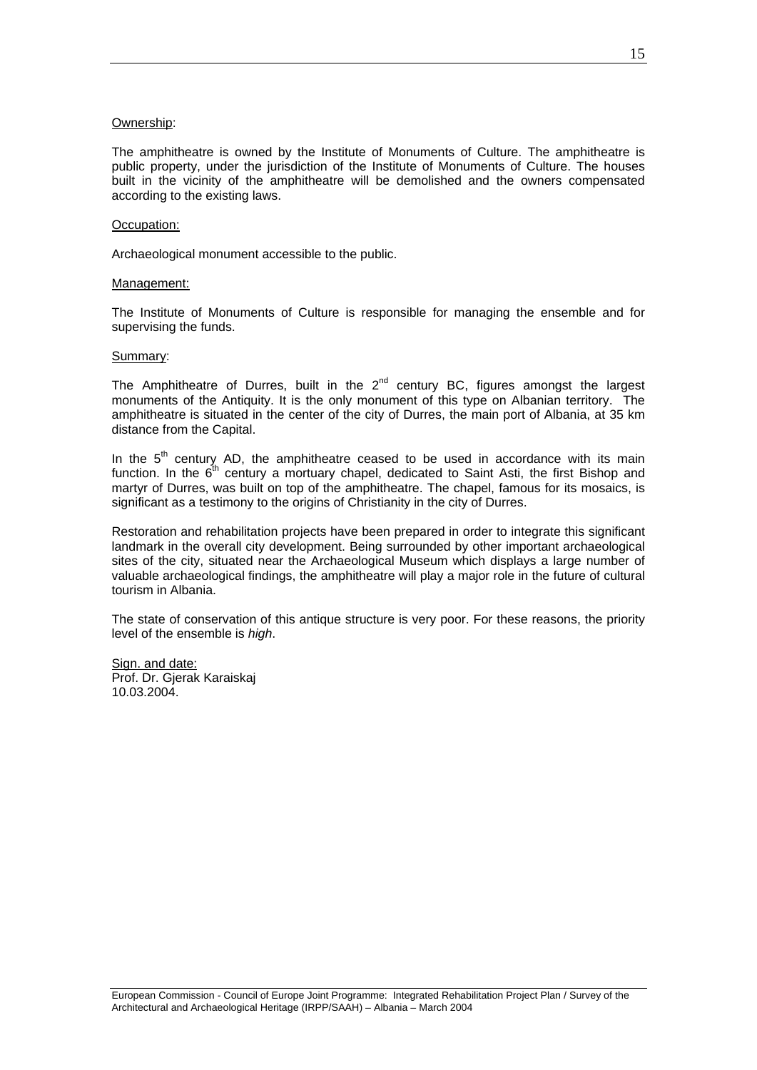Ownership:

The amphitheatre is owned by the Institute of Monuments of Culture. The amphitheatre is public property, under the jurisdiction of the Institute of Monuments of Culture. The houses built in the vicinity of the amphitheatre will be demolished and the owners compensated according to the existing laws.

Occupation:

Archaeological monument accessible to the public.

Management:

The Institute of Monuments of Culture is responsible for managing the ensemble and for supervising the funds.

Summary:

The Amphitheatre of Durres, built in the 2nd century BC, figures amongst the largest monuments of the Antiquity. It is the only monument of this type on Albanian territory. The amphitheatre is situated in the center of the city of Durres, the main port of Albania, at 35 km distance from the Capital.

In the 5th century AD, the amphitheatre ceased to be used in accordance with its main function. In the 6th century a mortuary chapel, dedicated to Saint Asti, the first Bishop and martyr of Durres, was built on top of the amphitheatre. The chapel, famous for its mosaics, is significant as a testimony to the origins of Christianity in the city of Durres.

Restoration and rehabilitation projects have been prepared in order to integrate this significant landmark in the overall city development. Being surrounded by other important archaeological sites of the city, situated near the Archaeological Museum which displays a large number of valuable archaeological findings, the amphitheatre will play a major role in the future of cultural tourism in Albania.

The state of conservation of this antique structure is very poor. For these reasons, the priority level of the ensemble is *high*.

Sign. and date:
Prof. Dr. Gjerak Karaiskaj
10.03.2004.